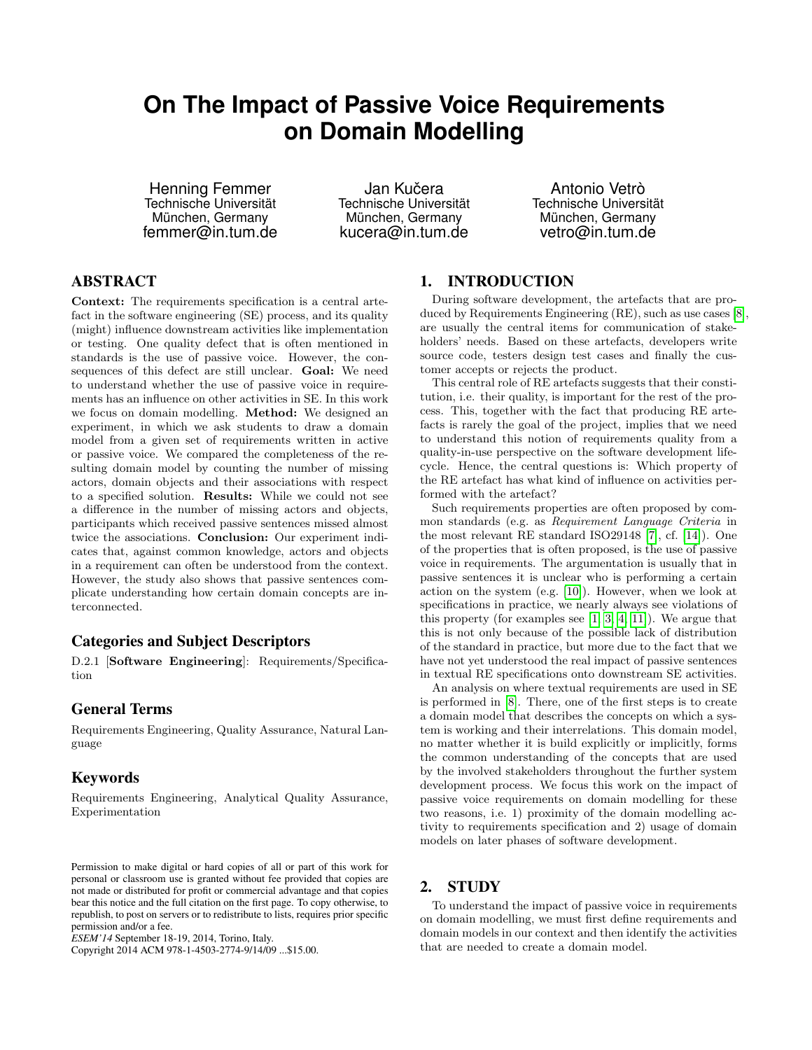# On The Impact of Passive Voice Requirements on Domain Modelling

Henning Femmer
Technische Universität
München, Germany
femmer@in.tum.de

Jan Kučera
Technische Universität
München, Germany
kucera@in.tum.de

Antonio Vetrò
Technische Universität
München, Germany
vetro@in.tum.de

## ABSTRACT

**Context:** The requirements specification is a central artefact in the software engineering (SE) process, and its quality (might) influence downstream activities like implementation or testing. One quality defect that is often mentioned in standards is the use of passive voice. However, the consequences of this defect are still unclear. **Goal:** We need to understand whether the use of passive voice in requirements has an influence on other activities in SE. In this work we focus on domain modelling. **Method:** We designed an experiment, in which we ask students to draw a domain model from a given set of requirements written in active or passive voice. We compared the completeness of the resulting domain model by counting the number of missing actors, domain objects and their associations with respect to a specified solution. **Results:** While we could not see a difference in the number of missing actors and objects, participants which received passive sentences missed almost twice the associations. **Conclusion:** Our experiment indicates that, against common knowledge, actors and objects in a requirement can often be understood from the context. However, the study also shows that passive sentences complicate understanding how certain domain concepts are interconnected.

### Categories and Subject Descriptors

D.2.1 [**Software Engineering**]: Requirements/Specification

### General Terms

Requirements Engineering, Quality Assurance, Natural Language

### Keywords

Requirements Engineering, Analytical Quality Assurance, Experimentation

Permission to make digital or hard copies of all or part of this work for personal or classroom use is granted without fee provided that copies are not made or distributed for profit or commercial advantage and that copies bear this notice and the full citation on the first page. To copy otherwise, to republish, to post on servers or to redistribute to lists, requires prior specific permission and/or a fee.
*ESEM'14* September 18-19, 2014, Torino, Italy.
Copyright 2014 ACM 978-1-4503-2774-9/14/09 ...$15.00.

## 1. INTRODUCTION

During software development, the artefacts that are produced by Requirements Engineering (RE), such as use cases [8], are usually the central items for communication of stakeholders' needs. Based on these artefacts, developers write source code, testers design test cases and finally the customer accepts or rejects the product.

This central role of RE artefacts suggests that their constitution, i.e. their quality, is important for the rest of the process. This, together with the fact that producing RE artefacts is rarely the goal of the project, implies that we need to understand this notion of requirements quality from a quality-in-use perspective on the software development lifecycle. Hence, the central questions is: Which property of the RE artefact has what kind of influence on activities performed with the artefact?

Such requirements properties are often proposed by common standards (e.g. as *Requirement Language Criteria* in the most relevant RE standard ISO29148 [7], cf. [14]). One of the properties that is often proposed, is the use of passive voice in requirements. The argumentation is usually that in passive sentences it is unclear who is performing a certain action on the system (e.g. [10]). However, when we look at specifications in practice, we nearly always see violations of this property (for examples see [1, 3, 4, 11]). We argue that this is not only because of the possible lack of distribution of the standard in practice, but more due to the fact that we have not yet understood the real impact of passive sentences in textual RE specifications onto downstream SE activities.

An analysis on where textual requirements are used in SE is performed in [8]. There, one of the first steps is to create a domain model that describes the concepts on which a system is working and their interrelations. This domain model, no matter whether it is build explicitly or implicitly, forms the common understanding of the concepts that are used by the involved stakeholders throughout the further system development process. We focus this work on the impact of passive voice requirements on domain modelling for these two reasons, i.e. 1) proximity of the domain modelling activity to requirements specification and 2) usage of domain models on later phases of software development.

## 2. STUDY

To understand the impact of passive voice in requirements on domain modelling, we must first define requirements and domain models in our context and then identify the activities that are needed to create a domain model.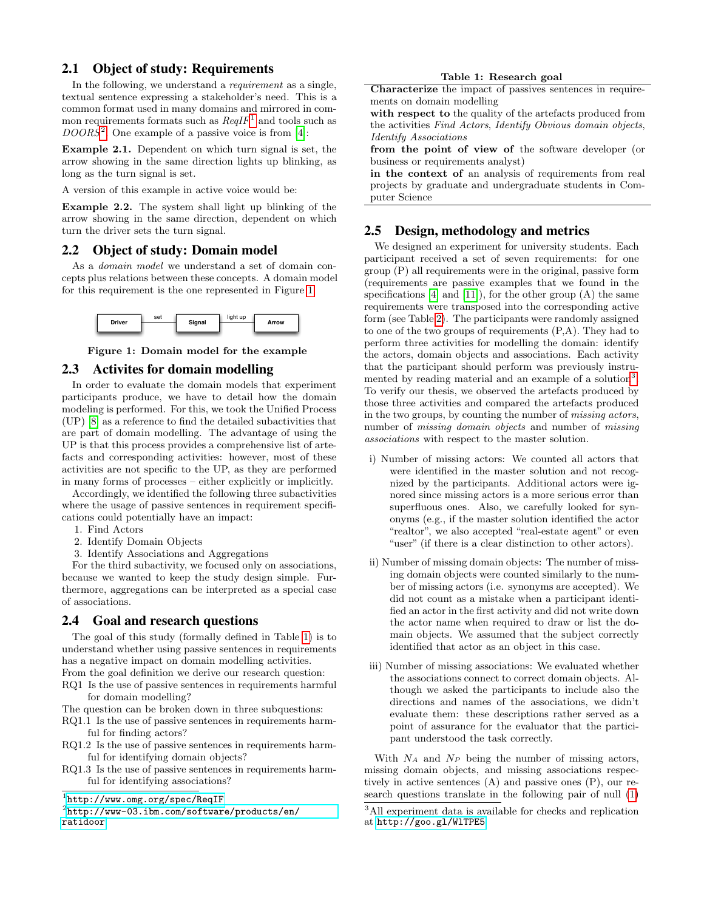## 2.1 Object of study: Requirements

In the following, we understand a *requirement* as a single, textual sentence expressing a stakeholder's need. This is a common format used in many domains and mirrored in common requirements formats such as *ReqIF*[1] and tools such as *DOORS*[2]. One example of a passive voice is from [4]:

**Example 2.1.** Dependent on which turn signal is set, the arrow showing in the same direction lights up blinking, as long as the turn signal is set.

A version of this example in active voice would be:

**Example 2.2.** The system shall light up blinking of the arrow showing in the same direction, dependent on which turn the driver sets the turn signal.

## 2.2 Object of study: Domain model

As a *domain model* we understand a set of domain concepts plus relations between these concepts. A domain model for this requirement is the one represented in Figure 1.

Driver
set
Signal
light up
Arrow

**Figure 1: Domain model for the example**

## 2.3 Activites for domain modelling

In order to evaluate the domain models that experiment participants produce, we have to detail how the domain modeling is performed. For this, we took the Unified Process (UP) [8] as a reference to find the detailed subactivities that are part of domain modelling. The advantage of using the UP is that this process provides a comprehensive list of artefacts and corresponding activities: however, most of these activities are not specific to the UP, as they are performed in many forms of processes – either explicitly or implicitly.

Accordingly, we identified the following three subactivities where the usage of passive sentences in requirement specifications could potentially have an impact:

1. Find Actors
2. Identify Domain Objects
3. Identify Associations and Aggregations

For the third subactivity, we focused only on associations, because we wanted to keep the study design simple. Furthermore, aggregations can be interpreted as a special case of associations.

## 2.4 Goal and research questions

The goal of this study (formally defined in Table 1) is to understand whether using passive sentences in requirements has a negative impact on domain modelling activities.

From the goal definition we derive our research question:

RQ1 Is the use of passive sentences in requirements harmful for domain modelling?

The question can be broken down in three subquestions:

RQ1.1 Is the use of passive sentences in requirements harmful for finding actors?

RQ1.2 Is the use of passive sentences in requirements harmful for identifying domain objects?

RQ1.3 Is the use of passive sentences in requirements harmful for identifying associations?

[1] http://www.omg.org/spec/ReqIF

[2] http://www-03.ibm.com/software/products/en/ratidoor

**Table 1: Research goal**

| |
|---|
| **Characterize** the impact of passives sentences in requirements on domain modelling |
| **with respect to** the quality of the artefacts produced from the activities *Find Actors*, *Identify Obvious domain objects*, *Identify Associations* |
| **from the point of view of** the software developer (or business or requirements analyst) |
| **in the context of** an analysis of requirements from real projects by graduate and undergraduate students in Computer Science |

## 2.5 Design, methodology and metrics

We designed an experiment for university students. Each participant received a set of seven requirements: for one group (P) all requirements were in the original, passive form (requirements are passive examples that we found in the specifications [4] and [11]), for the other group (A) the same requirements were transposed into the corresponding active form (see Table 2). The participants were randomly assigned to one of the two groups of requirements (P,A). They had to perform three activities for modelling the domain: identify the actors, domain objects and associations. Each activity that the participant should perform was previously instrumented by reading material and an example of a solution[3]. To verify our thesis, we observed the artefacts produced by those three activities and compared the artefacts produced in the two groups, by counting the number of *missing actors*, number of *missing domain objects* and number of *missing associations* with respect to the master solution.

i) Number of missing actors: We counted all actors that were identified in the master solution and not recognized by the participants. Additional actors were ignored since missing actors is a more serious error than superfluous ones. Also, we carefully looked for synonyms (e.g., if the master solution identified the actor "realtor", we also accepted "real-estate agent" or even "user" (if there is a clear distinction to other actors).

ii) Number of missing domain objects: The number of missing domain objects were counted similarly to the number of missing actors (i.e. synonyms are accepted). We did not count as a mistake when a participant identified an actor in the first activity and did not write down the actor name when required to draw or list the domain objects. We assumed that the subject correctly identified that actor as an object in this case.

iii) Number of missing associations: We evaluated whether the associations connect to correct domain objects. Although we asked the participants to include also the directions and names of the associations, we didn't evaluate them: these descriptions rather served as a point of assurance for the evaluator that the participant understood the task correctly.

With $N_A$ and $N_P$ being the number of missing actors, missing domain objects, and missing associations respectively in active sentences (A) and passive ones (P), our research questions translate in the following pair of null (1)

[3] All experiment data is available for checks and replication at http://goo.gl/W1TPE5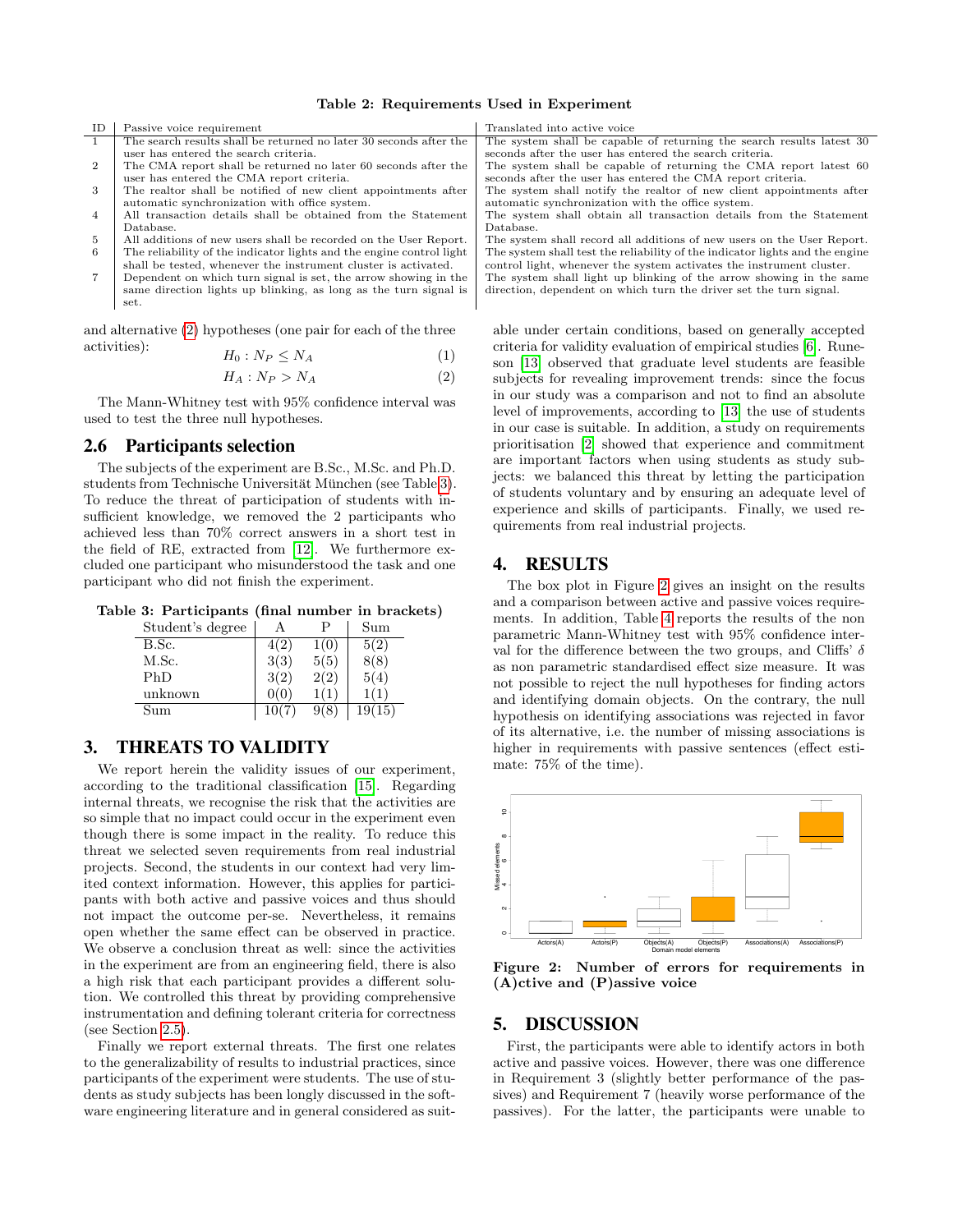**Table 2: Requirements Used in Experiment**

| ID | Passive voice requirement | Translated into active voice |
|---|---|---|
| 1 | The search results shall be returned no later 30 seconds after the user has entered the search criteria. | The system shall be capable of returning the search results latest 30 seconds after the user has entered the search criteria. |
| 2 | The CMA report shall be returned no later 60 seconds after the user has entered the CMA report criteria. | The system shall be capable of returning the CMA report latest 60 seconds after the user has entered the CMA report criteria. |
| 3 | The realtor shall be notified of new client appointments after automatic synchronization with office system. | The system shall notify the realtor of new client appointments after automatic synchronization with the office system. |
| 4 | All transaction details shall be obtained from the Statement Database. | The system shall obtain all transaction details from the Statement Database. |
| 5 | All additions of new users shall be recorded on the User Report. | The system shall record all additions of new users on the User Report. |
| 6 | The reliability of the indicator lights and the engine control light shall be tested, whenever the instrument cluster is activated. | The system shall test the reliability of the indicator lights and the engine control light, whenever the system activates the instrument cluster. |
| 7 | Dependent on which turn signal is set, the arrow showing in the same direction lights up blinking, as long as the turn signal is set. | The system shall light up blinking of the arrow showing in the same direction, dependent on which turn the driver set the turn signal. |

and alternative (2) hypotheses (one pair for each of the three activities):

$$H_0 : N_P \leq N_A \quad (1)$$

$$H_A : N_P > N_A \quad (2)$$

The Mann-Whitney test with 95% confidence interval was used to test the three null hypotheses.

## 2.6 Participants selection

The subjects of the experiment are B.Sc., M.Sc. and Ph.D. students from Technische Universität München (see Table 3). To reduce the threat of participation of students with insufficient knowledge, we removed the 2 participants who achieved less than 70% correct answers in a short test in the field of RE, extracted from [12]. We furthermore excluded one participant who misunderstood the task and one participant who did not finish the experiment.

**Table 3: Participants (final number in brackets)**

| Student's degree | A | P | Sum |
|---|---|---|---|
| B.Sc. | 4(2) | 1(0) | 5(2) |
| M.Sc. | 3(3) | 5(5) | 8(8) |
| PhD | 3(2) | 2(2) | 5(4) |
| unknown | 0(0) | 1(1) | 1(1) |
| Sum | 10(7) | 9(8) | 19(15) |

# 3. THREATS TO VALIDITY

We report herein the validity issues of our experiment, according to the traditional classification [15]. Regarding internal threats, we recognise the risk that the activities are so simple that no impact could occur in the experiment even though there is some impact in the reality. To reduce this threat we selected seven requirements from real industrial projects. Second, the students in our context had very limited context information. However, this applies for participants with both active and passive voices and thus should not impact the outcome per-se. Nevertheless, it remains open whether the same effect can be observed in practice. We observe a conclusion threat as well: since the activities in the experiment are from an engineering field, there is also a high risk that each participant provides a different solution. We controlled this threat by providing comprehensive instrumentation and defining tolerant criteria for correctness (see Section 2.5).

Finally we report external threats. The first one relates to the generalizability of results to industrial practices, since participants of the experiment were students. The use of students as study subjects has been longly discussed in the software engineering literature and in general considered as suitable under certain conditions, based on generally accepted criteria for validity evaluation of empirical studies [6]. Runeson [13] observed that graduate level students are feasible subjects for revealing improvement trends: since the focus in our study was a comparison and not to find an absolute level of improvements, according to [13] the use of students in our case is suitable. In addition, a study on requirements prioritisation [2] showed that experience and commitment are important factors when using students as study subjects: we balanced this threat by letting the participation of students voluntary and by ensuring an adequate level of experience and skills of participants. Finally, we used requirements from real industrial projects.

# 4. RESULTS

The box plot in Figure 2 gives an insight on the results and a comparison between active and passive voices requirements. In addition, Table 4 reports the results of the non parametric Mann-Whitney test with 95% confidence interval for the difference between the two groups, and Cliffs' $\delta$ as non parametric standardised effect size measure. It was not possible to reject the null hypotheses for finding actors and identifying domain objects. On the contrary, the null hypothesis on identifying associations was rejected in favor of its alternative, i.e. the number of missing associations is higher in requirements with passive sentences (effect estimate: 75% of the time).

**Figure 2: Number of errors for requirements in (A)ctive and (P)assive voice**

# 5. DISCUSSION

First, the participants were able to identify actors in both active and passive voices. However, there was one difference in Requirement 3 (slightly better performance of the passives) and Requirement 7 (heavily worse performance of the passives). For the latter, the participants were unable to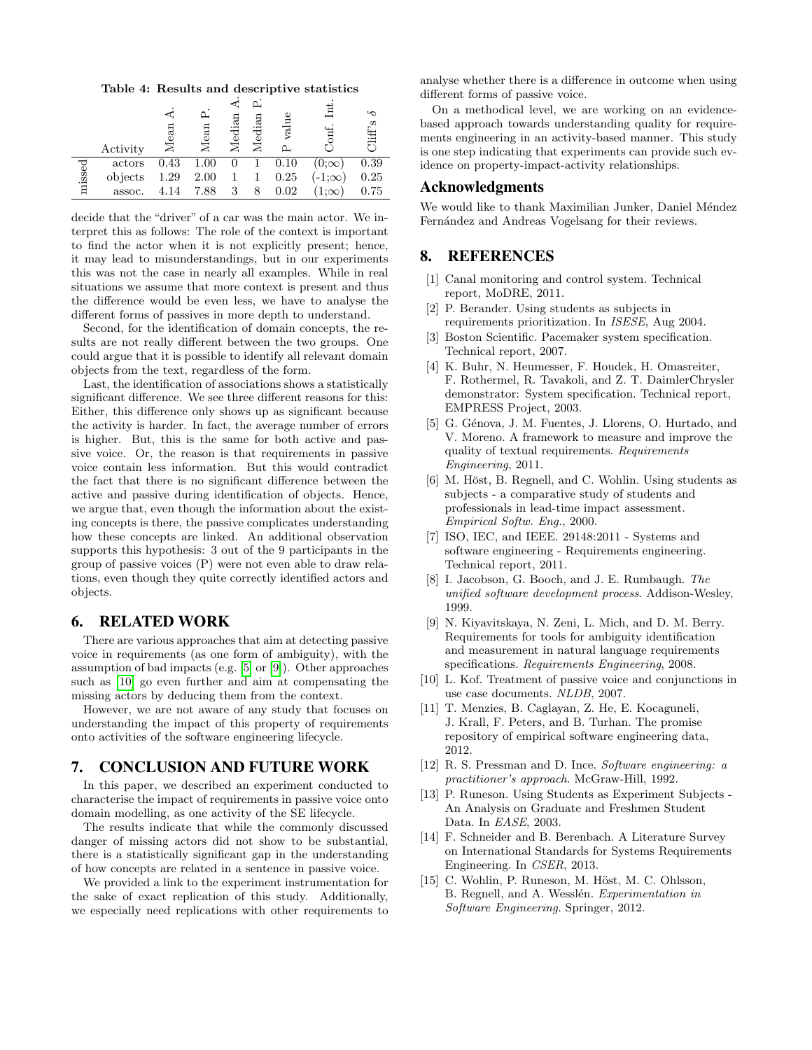**Table 4: Results and descriptive statistics**

| | Activity | Mean A. | Mean P. | Median A. | Median P. | P value | Conf. Int. | Cliff's $\delta$ |
|---|---|---|---|---|---|---|---|---|
| missed | actors | 0.43 | 1.00 | 0 | 1 | 0.10 | $(0;\infty)$ | 0.39 |
| | objects | 1.29 | 2.00 | 1 | 1 | 0.25 | $(-1;\infty)$ | 0.25 |
| | assoc. | 4.14 | 7.88 | 3 | 8 | 0.02 | $(1;\infty)$ | 0.75 |

decide that the "driver" of a car was the main actor. We interpret this as follows: The role of the context is important to find the actor when it is not explicitly present; hence, it may lead to misunderstandings, but in our experiments this was not the case in nearly all examples. While in real situations we assume that more context is present and thus the difference would be even less, we have to analyse the different forms of passives in more depth to understand.

Second, for the identification of domain concepts, the results are not really different between the two groups. One could argue that it is possible to identify all relevant domain objects from the text, regardless of the form.

Last, the identification of associations shows a statistically significant difference. We see three different reasons for this: Either, this difference only shows up as significant because the activity is harder. In fact, the average number of errors is higher. But, this is the same for both active and passive voice. Or, the reason is that requirements in passive voice contain less information. But this would contradict the fact that there is no significant difference between the active and passive during identification of objects. Hence, we argue that, even though the information about the existing concepts is there, the passive complicates understanding how these concepts are linked. An additional observation supports this hypothesis: 3 out of the 9 participants in the group of passive voices (P) were not even able to draw relations, even though they quite correctly identified actors and objects.

## 6. RELATED WORK

There are various approaches that aim at detecting passive voice in requirements (as one form of ambiguity), with the assumption of bad impacts (e.g. [5] or [9]). Other approaches such as [10] go even further and aim at compensating the missing actors by deducing them from the context.

However, we are not aware of any study that focuses on understanding the impact of this property of requirements onto activities of the software engineering lifecycle.

## 7. CONCLUSION AND FUTURE WORK

In this paper, we described an experiment conducted to characterise the impact of requirements in passive voice onto domain modelling, as one activity of the SE lifecycle.

The results indicate that while the commonly discussed danger of missing actors did not show to be substantial, there is a statistically significant gap in the understanding of how concepts are related in a sentence in passive voice.

We provided a link to the experiment instrumentation for the sake of exact replication of this study. Additionally, we especially need replications with other requirements to analyse whether there is a difference in outcome when using different forms of passive voice.

On a methodical level, we are working on an evidence-based approach towards understanding quality for requirements engineering in an activity-based manner. This study is one step indicating that experiments can provide such evidence on property-impact-activity relationships.

### Acknowledgments

We would like to thank Maximilian Junker, Daniel Méndez Fernández and Andreas Vogelsang for their reviews.

## 8. REFERENCES

[1] Canal monitoring and control system. Technical report, MoDRE, 2011.

[2] P. Berander. Using students as subjects in requirements prioritization. In *ISESE*, Aug 2004.

[3] Boston Scientific. Pacemaker system specification. Technical report, 2007.

[4] K. Buhr, N. Heumesser, F. Houdek, H. Omasreiter, F. Rothermel, R. Tavakoli, and Z. T. DaimlerChrysler demonstrator: System specification. Technical report, EMPRESS Project, 2003.

[5] G. Génova, J. M. Fuentes, J. Llorens, O. Hurtado, and V. Moreno. A framework to measure and improve the quality of textual requirements. *Requirements Engineering*, 2011.

[6] M. Höst, B. Regnell, and C. Wohlin. Using students as subjects - a comparative study of students and professionals in lead-time impact assessment. *Empirical Softw. Eng.*, 2000.

[7] ISO, IEC, and IEEE. 29148:2011 - Systems and software engineering - Requirements engineering. Technical report, 2011.

[8] I. Jacobson, G. Booch, and J. E. Rumbaugh. *The unified software development process*. Addison-Wesley, 1999.

[9] N. Kiyavitskaya, N. Zeni, L. Mich, and D. M. Berry. Requirements for tools for ambiguity identification and measurement in natural language requirements specifications. *Requirements Engineering*, 2008.

[10] L. Kof. Treatment of passive voice and conjunctions in use case documents. *NLDB*, 2007.

[11] T. Menzies, B. Caglayan, Z. He, E. Kocaguneli, J. Krall, F. Peters, and B. Turhan. The promise repository of empirical software engineering data, 2012.

[12] R. S. Pressman and D. Ince. *Software engineering: a practitioner's approach*. McGraw-Hill, 1992.

[13] P. Runeson. Using Students as Experiment Subjects - An Analysis on Graduate and Freshmen Student Data. In *EASE*, 2003.

[14] F. Schneider and B. Berenbach. A Literature Survey on International Standards for Systems Requirements Engineering. In *CSER*, 2013.

[15] C. Wohlin, P. Runeson, M. Höst, M. C. Ohlsson, B. Regnell, and A. Wesslén. *Experimentation in Software Engineering*. Springer, 2012.